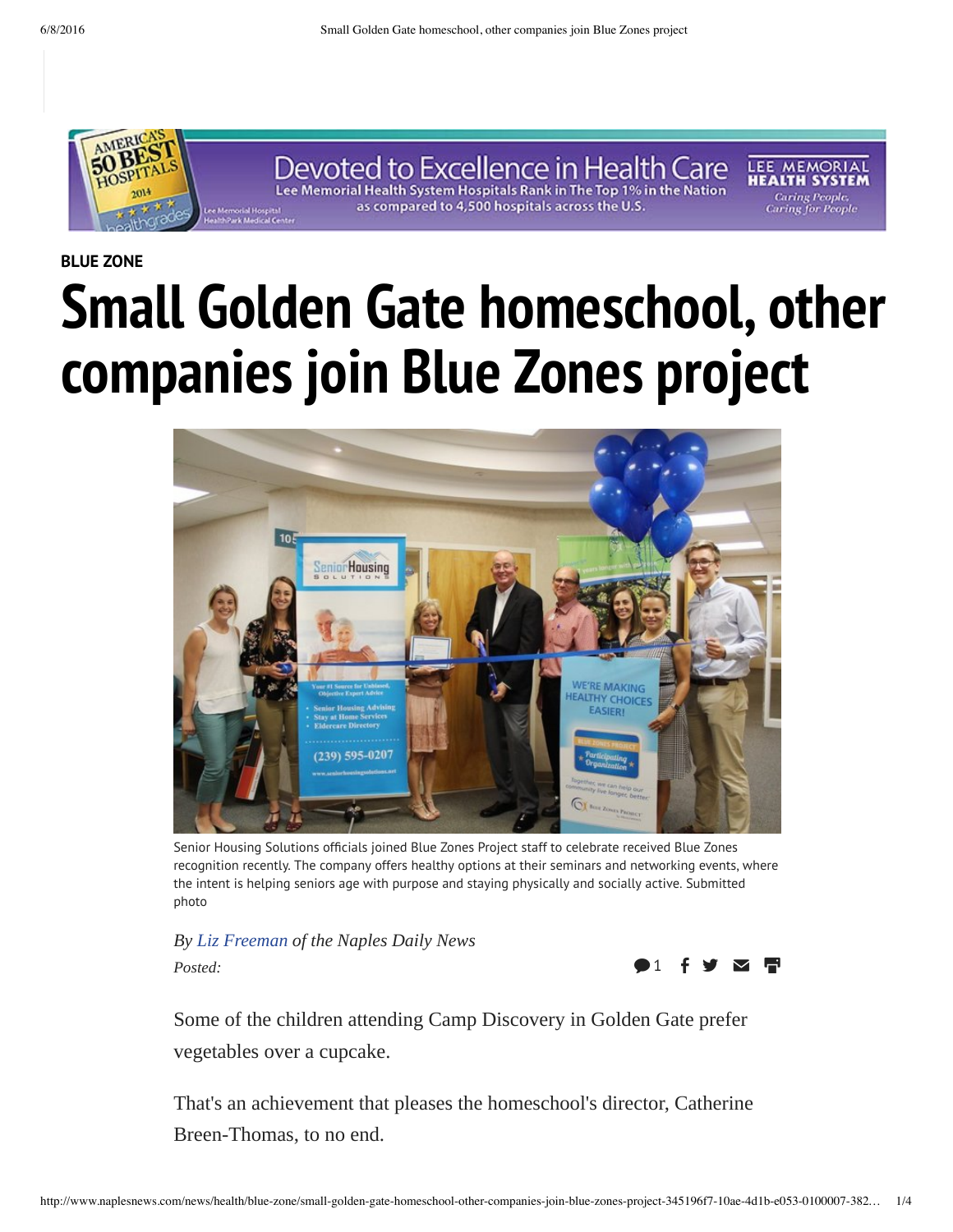BLUE ZONE

# Small Golden Gate homeschool, other companies join Blue Zones project

Senior Housing Solutions officials joined Blue Zones Project staff to celebrate received Blue Zones recognition recently. The company offers healthy options at their seminars and networking events, where the intent is helping seniors age with purpose and staying physically and socially active. Submitted photo

*By Liz Freeman of the Naples Daily News*

*Posted:*

Some of the children attending Camp Discovery in Golden Gate prefer vegetables over a cupcake.

That's an achievement that pleases the homeschool's director, Catherine Breen-Thomas, to no end.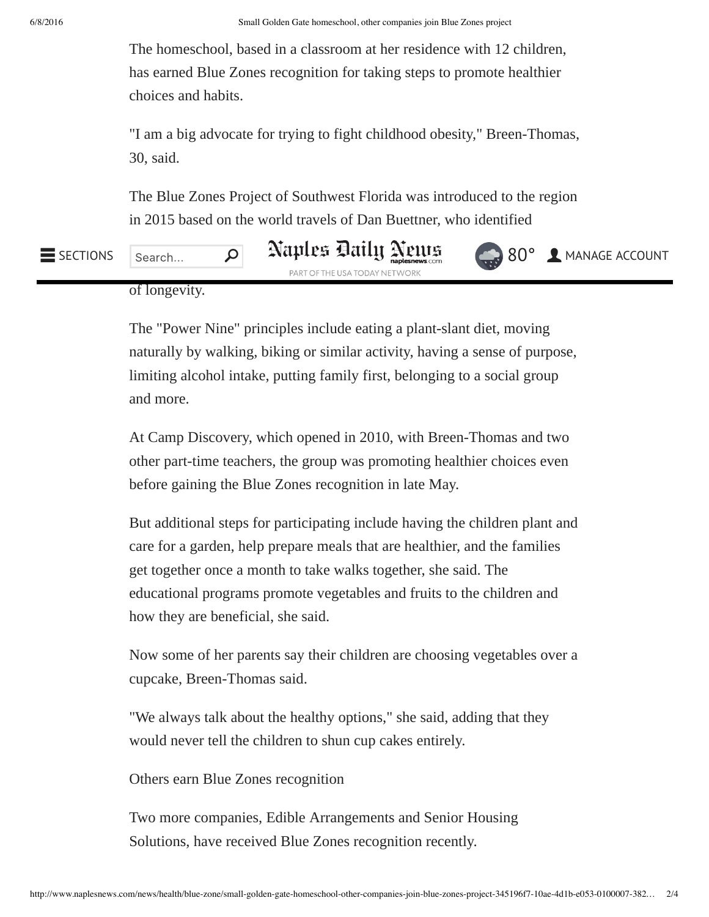The homeschool, based in a classroom at her residence with 12 children, has earned Blue Zones recognition for taking steps to promote healthier choices and habits.

"I am a big advocate for trying to fight childhood obesity," Breen-Thomas, 30, said.

The Blue Zones Project of Southwest Florida was introduced to the region in 2015 based on the world travels of Dan Buettner, who identified

of longevity.

The "Power Nine" principles include eating a plant-slant diet, moving naturally by walking, biking or similar activity, having a sense of purpose, limiting alcohol intake, putting family first, belonging to a social group and more.

At Camp Discovery, which opened in 2010, with Breen-Thomas and two other part-time teachers, the group was promoting healthier choices even before gaining the Blue Zones recognition in late May.

But additional steps for participating include having the children plant and care for a garden, help prepare meals that are healthier, and the families get together once a month to take walks together, she said. The educational programs promote vegetables and fruits to the children and how they are beneficial, she said.

Now some of her parents say their children are choosing vegetables over a cupcake, Breen-Thomas said.

"We always talk about the healthy options," she said, adding that they would never tell the children to shun cup cakes entirely.

Others earn Blue Zones recognition

Two more companies, Edible Arrangements and Senior Housing Solutions, have received Blue Zones recognition recently.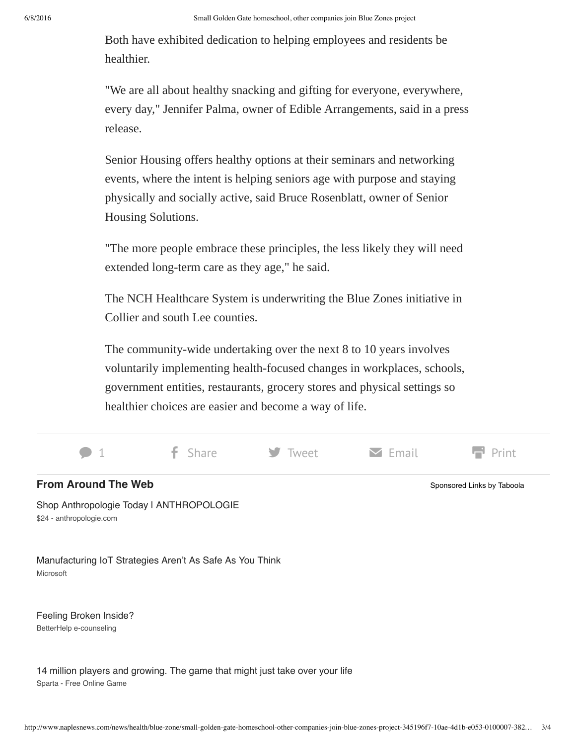Both have exhibited dedication to helping employees and residents be healthier.

"We are all about healthy snacking and gifting for everyone, everywhere, every day," Jennifer Palma, owner of Edible Arrangements, said in a press release.

Senior Housing offers healthy options at their seminars and networking events, where the intent is helping seniors age with purpose and staying physically and socially active, said Bruce Rosenblatt, owner of Senior Housing Solutions.

"The more people embrace these principles, the less likely they will need extended long-term care as they age," he said.

The NCH Healthcare System is underwriting the Blue Zones initiative in Collier and south Lee counties.

The community-wide undertaking over the next 8 to 10 years involves voluntarily implementing health-focused changes in workplaces, schools, government entities, restaurants, grocery stores and physical settings so healthier choices are easier and become a way of life.

1 Share Tweet Email Print

**From Around The Web**

Sponsored Links by Taboola

Shop Anthropologie Today | ANTHROPOLOGIE
$24 - anthropologie.com

Manufacturing IoT Strategies Aren't As Safe As You Think
Microsoft

Feeling Broken Inside?
BetterHelp e-counseling

14 million players and growing. The game that might just take over your life
Sparta - Free Online Game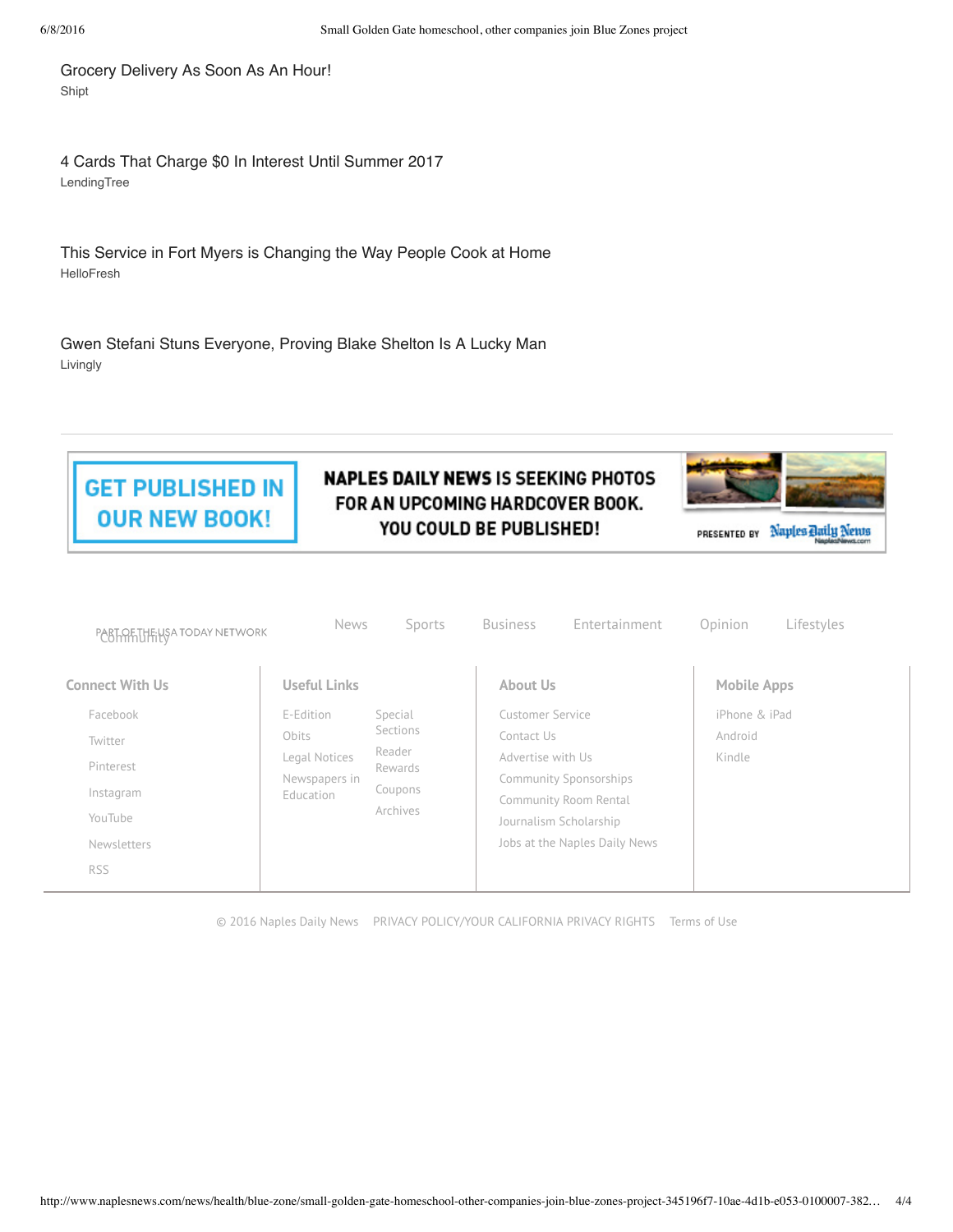Grocery Delivery As Soon As An Hour!
Shipt

4 Cards That Charge $0 In Interest Until Summer 2017
LendingTree

This Service in Fort Myers is Changing the Way People Cook at Home
HelloFresh

Gwen Stefani Stuns Everyone, Proving Blake Shelton Is A Lucky Man
Livingly

---

GET PUBLISHED IN OUR NEW BOOK!

NAPLES DAILY NEWS IS SEEKING PHOTOS FOR AN UPCOMING HARDCOVER BOOK. YOU COULD BE PUBLISHED!

PRESENTED BY Naples Daily News

PART OF THE USA TODAY NETWORK

News Sports Business Entertainment Opinion Lifestyles Community

**Connect With Us**

- Facebook
- Twitter
- Pinterest
- Instagram
- YouTube
- Newsletters
- RSS

**Useful Links**

- E-Edition
- Obits
- Legal Notices
- Newspapers in Education
- Special Sections
- Reader Rewards
- Coupons
- Archives

**About Us**

- Customer Service
- Contact Us
- Advertise with Us
- Community Sponsorships
- Community Room Rental
- Journalism Scholarship
- Jobs at the Naples Daily News

**Mobile Apps**

- iPhone & iPad
- Android
- Kindle

© 2016 Naples Daily News PRIVACY POLICY/YOUR CALIFORNIA PRIVACY RIGHTS Terms of Use